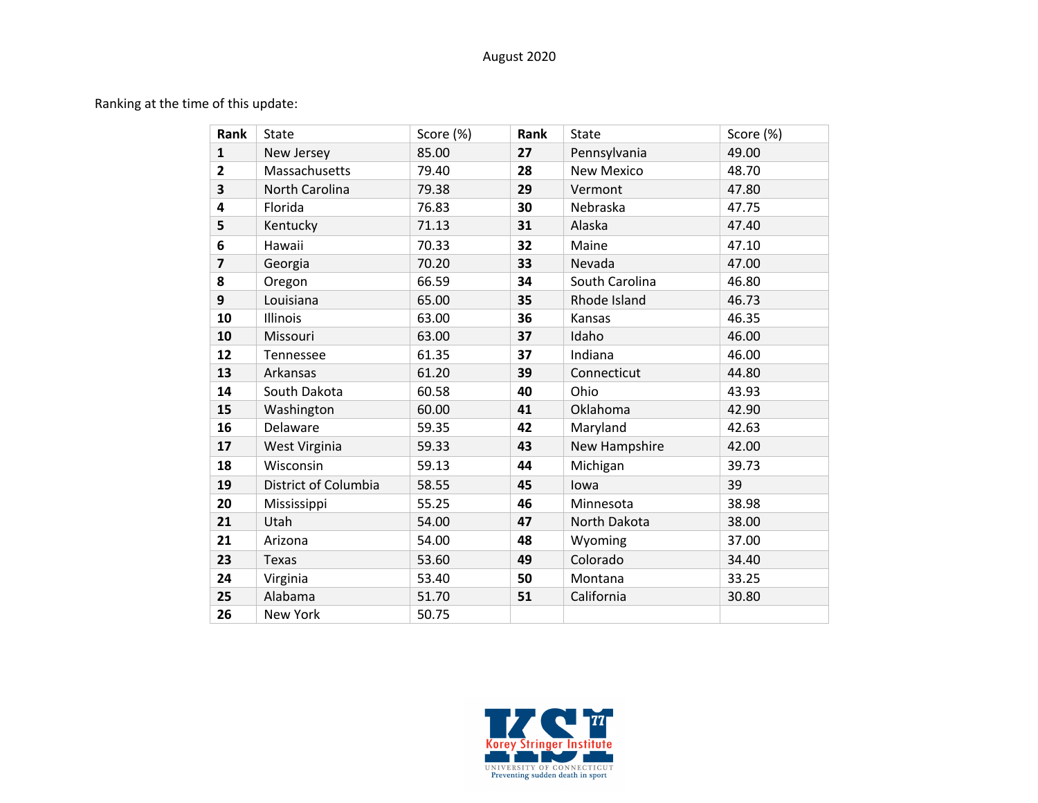August 2020

Ranking at the time of this update:

| **Rank** | State | Score (%) | **Rank** | State | Score (%) |
|---|---|---|---|---|---|
| **1** | New Jersey | 85.00 | **27** | Pennsylvania | 49.00 |
| **2** | Massachusetts | 79.40 | **28** | New Mexico | 48.70 |
| **3** | North Carolina | 79.38 | **29** | Vermont | 47.80 |
| **4** | Florida | 76.83 | **30** | Nebraska | 47.75 |
| **5** | Kentucky | 71.13 | **31** | Alaska | 47.40 |
| **6** | Hawaii | 70.33 | **32** | Maine | 47.10 |
| **7** | Georgia | 70.20 | **33** | Nevada | 47.00 |
| **8** | Oregon | 66.59 | **34** | South Carolina | 46.80 |
| **9** | Louisiana | 65.00 | **35** | Rhode Island | 46.73 |
| **10** | Illinois | 63.00 | **36** | Kansas | 46.35 |
| **10** | Missouri | 63.00 | **37** | Idaho | 46.00 |
| **12** | Tennessee | 61.35 | **37** | Indiana | 46.00 |
| **13** | Arkansas | 61.20 | **39** | Connecticut | 44.80 |
| **14** | South Dakota | 60.58 | **40** | Ohio | 43.93 |
| **15** | Washington | 60.00 | **41** | Oklahoma | 42.90 |
| **16** | Delaware | 59.35 | **42** | Maryland | 42.63 |
| **17** | West Virginia | 59.33 | **43** | New Hampshire | 42.00 |
| **18** | Wisconsin | 59.13 | **44** | Michigan | 39.73 |
| **19** | District of Columbia | 58.55 | **45** | Iowa | 39 |
| **20** | Mississippi | 55.25 | **46** | Minnesota | 38.98 |
| **21** | Utah | 54.00 | **47** | North Dakota | 38.00 |
| **21** | Arizona | 54.00 | **48** | Wyoming | 37.00 |
| **23** | Texas | 53.60 | **49** | Colorado | 34.40 |
| **24** | Virginia | 53.40 | **50** | Montana | 33.25 |
| **25** | Alabama | 51.70 | **51** | California | 30.80 |
| **26** | New York | 50.75 | | | |

KSI 77 Korey Stringer Institute
UNIVERSITY OF CONNECTICUT
Preventing sudden death in sport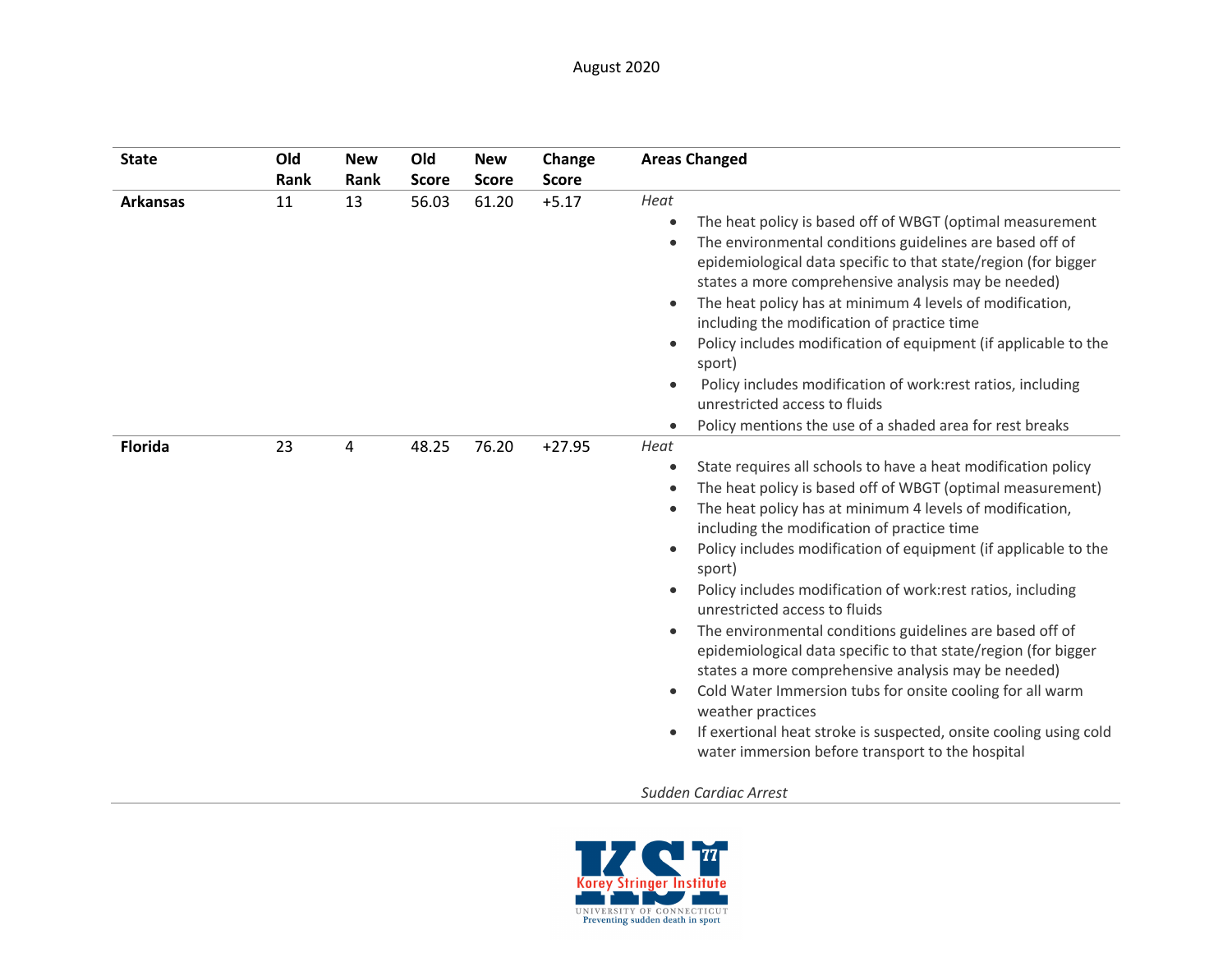August 2020

| State | Old Rank | New Rank | Old Score | New Score | Change Score | Areas Changed |
|---|---|---|---|---|---|---|
| **Arkansas** | 11 | 13 | 56.03 | 61.20 | +5.17 | *Heat*<br>• The heat policy is based off of WBGT (optimal measurement<br>• The environmental conditions guidelines are based off of epidemiological data specific to that state/region (for bigger states a more comprehensive analysis may be needed)<br>• The heat policy has at minimum 4 levels of modification, including the modification of practice time<br>• Policy includes modification of equipment (if applicable to the sport)<br>• Policy includes modification of work:rest ratios, including unrestricted access to fluids<br>• Policy mentions the use of a shaded area for rest breaks |
| **Florida** | 23 | 4 | 48.25 | 76.20 | +27.95 | *Heat*<br>• State requires all schools to have a heat modification policy<br>• The heat policy is based off of WBGT (optimal measurement)<br>• The heat policy has at minimum 4 levels of modification, including the modification of practice time<br>• Policy includes modification of equipment (if applicable to the sport)<br>• Policy includes modification of work:rest ratios, including unrestricted access to fluids<br>• The environmental conditions guidelines are based off of epidemiological data specific to that state/region (for bigger states a more comprehensive analysis may be needed)<br>• Cold Water Immersion tubs for onsite cooling for all warm weather practices<br>• If exertional heat stroke is suspected, onsite cooling using cold water immersion before transport to the hospital<br><br>*Sudden Cardiac Arrest* |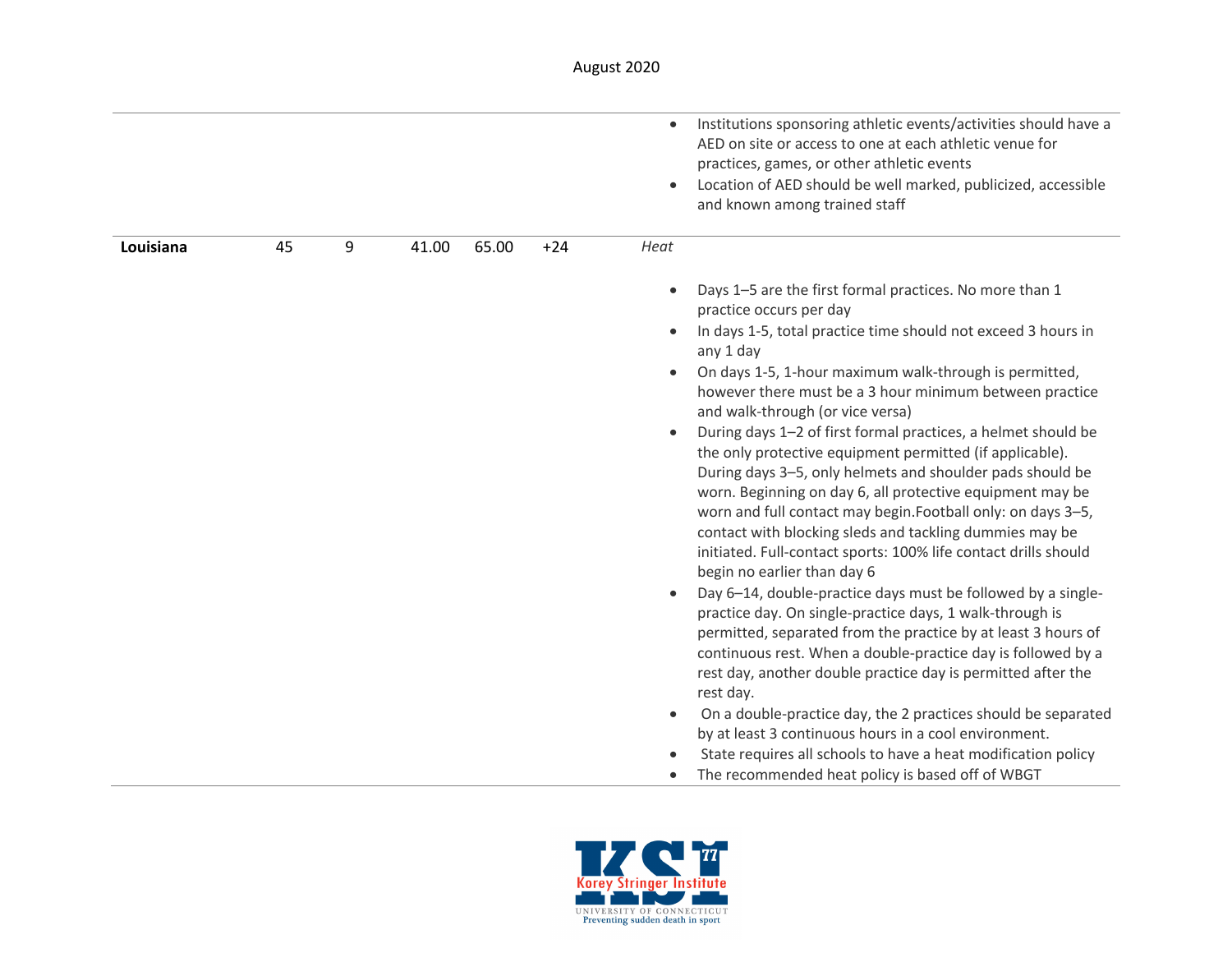| | | | | | | |
|---|---|---|---|---|---|---|
| | | | | | | • Institutions sponsoring athletic events/activities should have a AED on site or access to one at each athletic venue for practices, games, or other athletic events<br>• Location of AED should be well marked, publicized, accessible and known among trained staff |
| **Louisiana** | 45 | 9 | 41.00 | 65.00 | +24 | *Heat*<br><br>• Days 1–5 are the first formal practices. No more than 1 practice occurs per day<br>• In days 1-5, total practice time should not exceed 3 hours in any 1 day<br>• On days 1-5, 1-hour maximum walk-through is permitted, however there must be a 3 hour minimum between practice and walk-through (or vice versa)<br>• During days 1–2 of first formal practices, a helmet should be the only protective equipment permitted (if applicable). During days 3–5, only helmets and shoulder pads should be worn. Beginning on day 6, all protective equipment may be worn and full contact may begin.Football only: on days 3–5, contact with blocking sleds and tackling dummies may be initiated. Full-contact sports: 100% life contact drills should begin no earlier than day 6<br>• Day 6–14, double-practice days must be followed by a single-practice day. On single-practice days, 1 walk-through is permitted, separated from the practice by at least 3 hours of continuous rest. When a double-practice day is followed by a rest day, another double practice day is permitted after the rest day.<br>• On a double-practice day, the 2 practices should be separated by at least 3 continuous hours in a cool environment.<br>• State requires all schools to have a heat modification policy<br>• The recommended heat policy is based off of WBGT |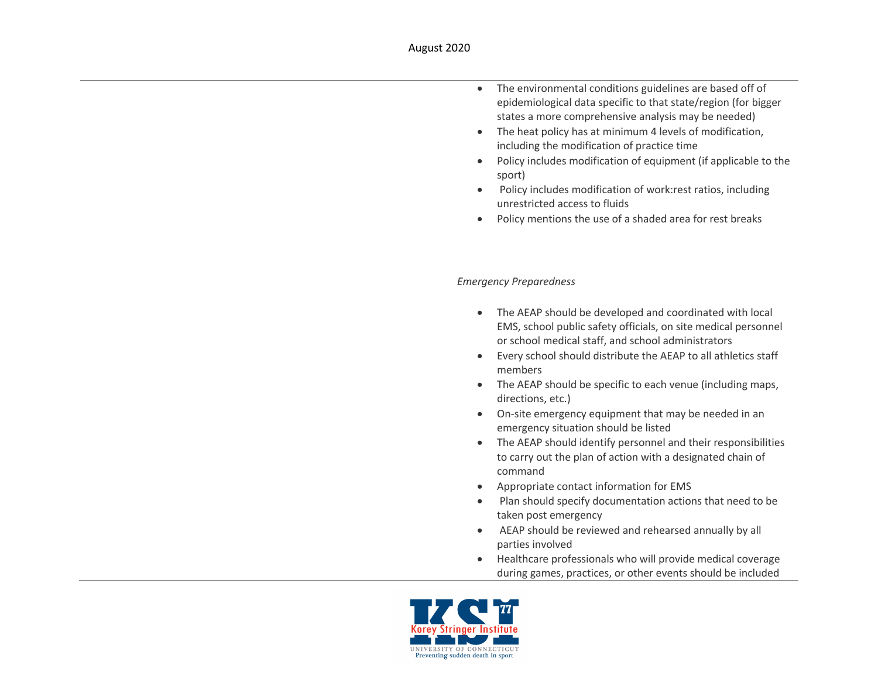- The environmental conditions guidelines are based off of epidemiological data specific to that state/region (for bigger states a more comprehensive analysis may be needed)
- The heat policy has at minimum 4 levels of modification, including the modification of practice time
- Policy includes modification of equipment (if applicable to the sport)
- Policy includes modification of work:rest ratios, including unrestricted access to fluids
- Policy mentions the use of a shaded area for rest breaks

*Emergency Preparedness*

- The AEAP should be developed and coordinated with local EMS, school public safety officials, on site medical personnel or school medical staff, and school administrators
- Every school should distribute the AEAP to all athletics staff members
- The AEAP should be specific to each venue (including maps, directions, etc.)
- On-site emergency equipment that may be needed in an emergency situation should be listed
- The AEAP should identify personnel and their responsibilities to carry out the plan of action with a designated chain of command
- Appropriate contact information for EMS
- Plan should specify documentation actions that need to be taken post emergency
- AEAP should be reviewed and rehearsed annually by all parties involved
- Healthcare professionals who will provide medical coverage during games, practices, or other events should be included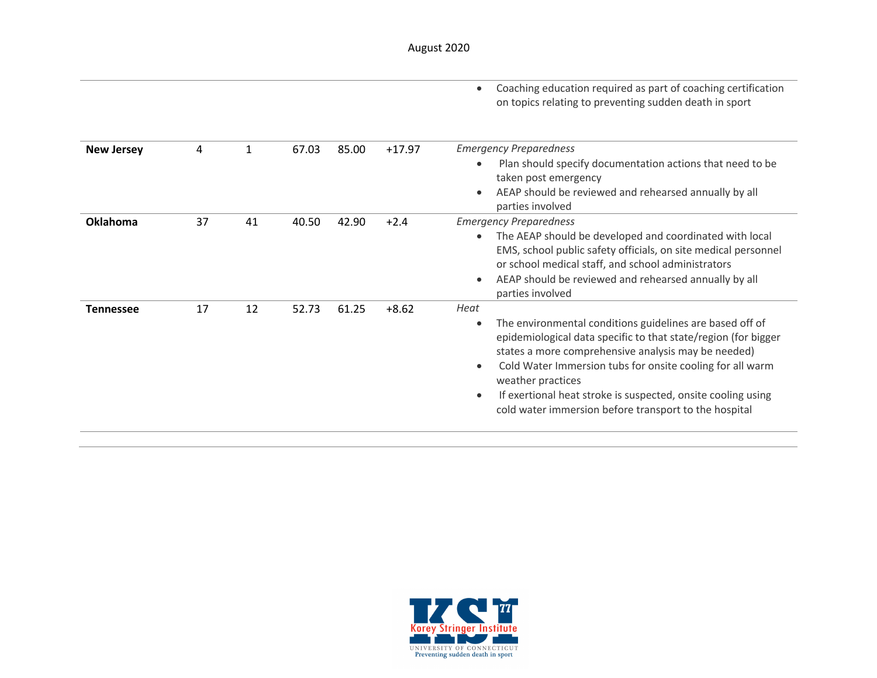| | | | | | | |
|---|---|---|---|---|---|---|
| | | | | | | • Coaching education required as part of coaching certification on topics relating to preventing sudden death in sport |
| **New Jersey** | 4 | 1 | 67.03 | 85.00 | +17.97 | *Emergency Preparedness*<br>• Plan should specify documentation actions that need to be taken post emergency<br>• AEAP should be reviewed and rehearsed annually by all parties involved |
| **Oklahoma** | 37 | 41 | 40.50 | 42.90 | +2.4 | *Emergency Preparedness*<br>• The AEAP should be developed and coordinated with local EMS, school public safety officials, on site medical personnel or school medical staff, and school administrators<br>• AEAP should be reviewed and rehearsed annually by all parties involved |
| **Tennessee** | 17 | 12 | 52.73 | 61.25 | +8.62 | *Heat*<br>• The environmental conditions guidelines are based off of epidemiological data specific to that state/region (for bigger states a more comprehensive analysis may be needed)<br>• Cold Water Immersion tubs for onsite cooling for all warm weather practices<br>• If exertional heat stroke is suspected, onsite cooling using cold water immersion before transport to the hospital |